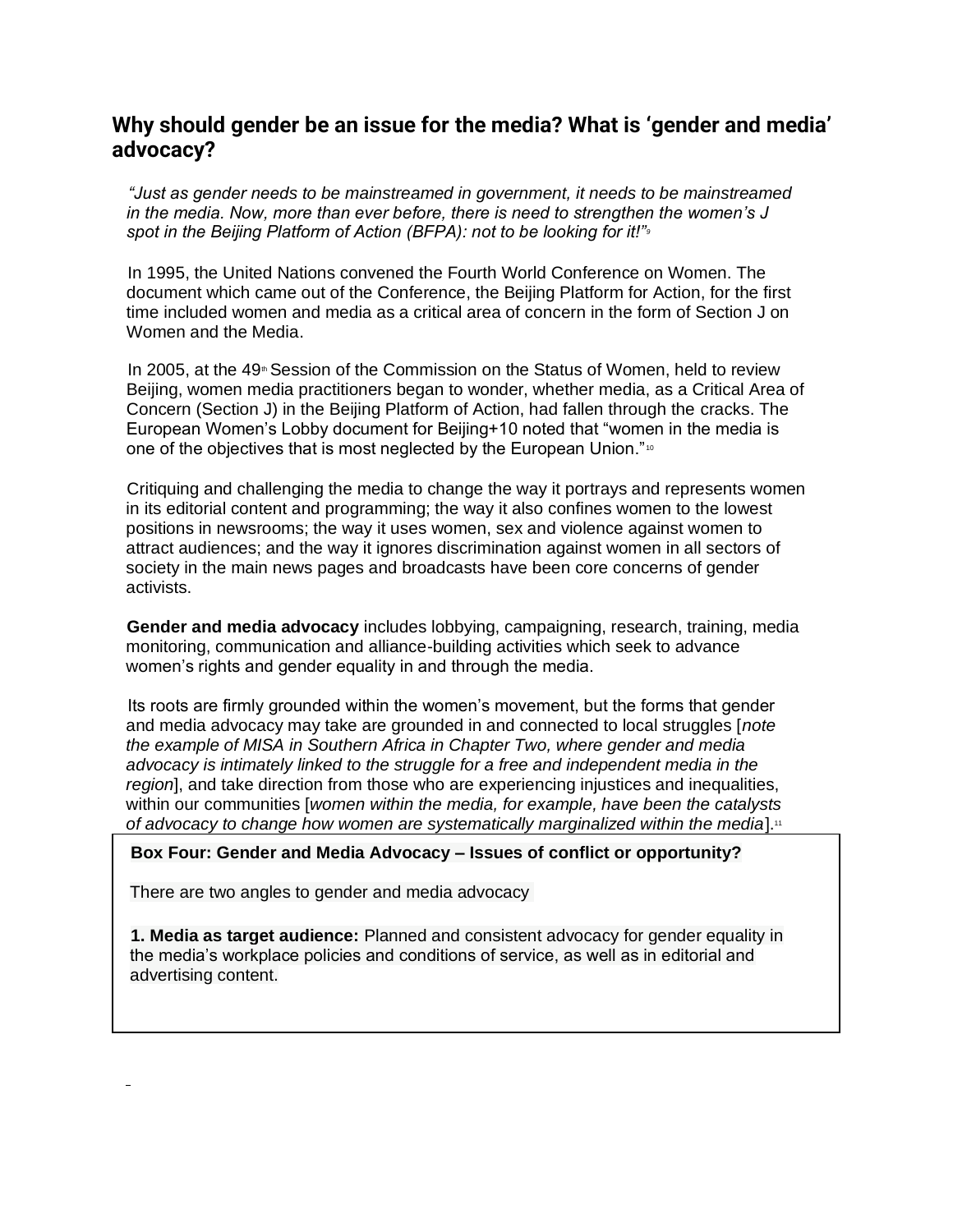## Why should gender be an issue for the media? What is 'gender and media' advocacy?

*"Just as gender needs to be mainstreamed in government, it needs to be mainstreamed in the media. Now, more than ever before, there is need to strengthen the women's J spot in the Beijing Platform of Action (BFPA): not to be looking for it!"*[9]

In 1995, the United Nations convened the Fourth World Conference on Women. The document which came out of the Conference, the Beijing Platform for Action, for the first time included women and media as a critical area of concern in the form of Section J on Women and the Media.

In 2005, at the 49th Session of the Commission on the Status of Women, held to review Beijing, women media practitioners began to wonder, whether media, as a Critical Area of Concern (Section J) in the Beijing Platform of Action, had fallen through the cracks. The European Women's Lobby document for Beijing+10 noted that "women in the media is one of the objectives that is most neglected by the European Union."[10]

Critiquing and challenging the media to change the way it portrays and represents women in its editorial content and programming; the way it also confines women to the lowest positions in newsrooms; the way it uses women, sex and violence against women to attract audiences; and the way it ignores discrimination against women in all sectors of society in the main news pages and broadcasts have been core concerns of gender activists.

**Gender and media advocacy** includes lobbying, campaigning, research, training, media monitoring, communication and alliance-building activities which seek to advance women's rights and gender equality in and through the media.

Its roots are firmly grounded within the women's movement, but the forms that gender and media advocacy may take are grounded in and connected to local struggles [*note the example of MISA in Southern Africa in Chapter Two, where gender and media advocacy is intimately linked to the struggle for a free and independent media in the region*], and take direction from those who are experiencing injustices and inequalities, within our communities [*women within the media, for example, have been the catalysts of advocacy to change how women are systematically marginalized within the media*].[11]

**Box Four: Gender and Media Advocacy – Issues of conflict or opportunity?**

There are two angles to gender and media advocacy

**1. Media as target audience:** Planned and consistent advocacy for gender equality in the media's workplace policies and conditions of service, as well as in editorial and advertising content.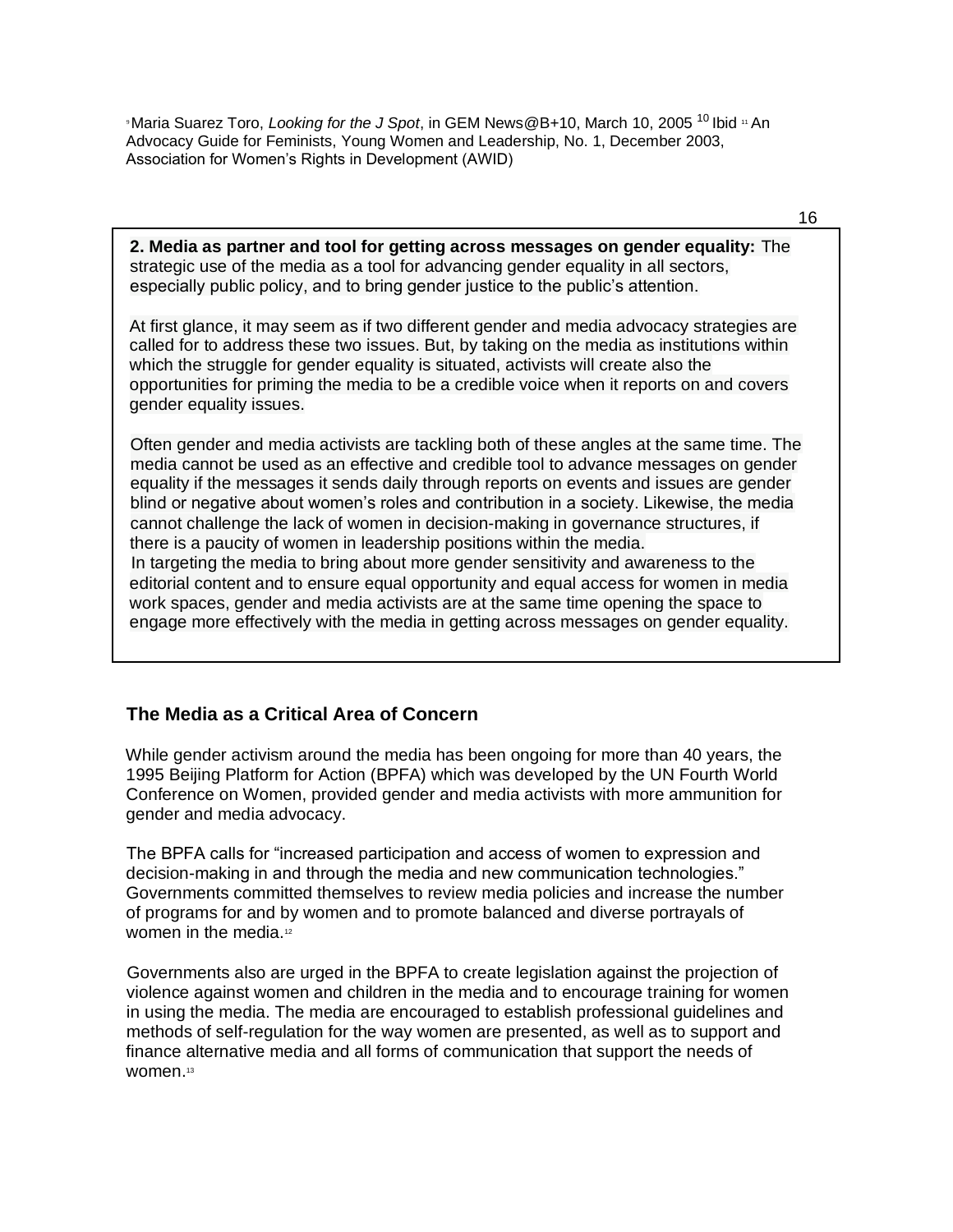[9] Maria Suarez Toro, *Looking for the J Spot*, in GEM News@B+10, March 10, 2005 [10] Ibid [11] An Advocacy Guide for Feminists, Young Women and Leadership, No. 1, December 2003, Association for Women's Rights in Development (AWID)

**2. Media as partner and tool for getting across messages on gender equality:** The strategic use of the media as a tool for advancing gender equality in all sectors, especially public policy, and to bring gender justice to the public's attention.

At first glance, it may seem as if two different gender and media advocacy strategies are called for to address these two issues. But, by taking on the media as institutions within which the struggle for gender equality is situated, activists will create also the opportunities for priming the media to be a credible voice when it reports on and covers gender equality issues.

Often gender and media activists are tackling both of these angles at the same time. The media cannot be used as an effective and credible tool to advance messages on gender equality if the messages it sends daily through reports on events and issues are gender blind or negative about women's roles and contribution in a society. Likewise, the media cannot challenge the lack of women in decision-making in governance structures, if there is a paucity of women in leadership positions within the media.

In targeting the media to bring about more gender sensitivity and awareness to the editorial content and to ensure equal opportunity and equal access for women in media work spaces, gender and media activists are at the same time opening the space to engage more effectively with the media in getting across messages on gender equality.

## The Media as a Critical Area of Concern

While gender activism around the media has been ongoing for more than 40 years, the 1995 Beijing Platform for Action (BPFA) which was developed by the UN Fourth World Conference on Women, provided gender and media activists with more ammunition for gender and media advocacy.

The BPFA calls for "increased participation and access of women to expression and decision-making in and through the media and new communication technologies." Governments committed themselves to review media policies and increase the number of programs for and by women and to promote balanced and diverse portrayals of women in the media.[12]

Governments also are urged in the BPFA to create legislation against the projection of violence against women and children in the media and to encourage training for women in using the media. The media are encouraged to establish professional guidelines and methods of self-regulation for the way women are presented, as well as to support and finance alternative media and all forms of communication that support the needs of women.[13]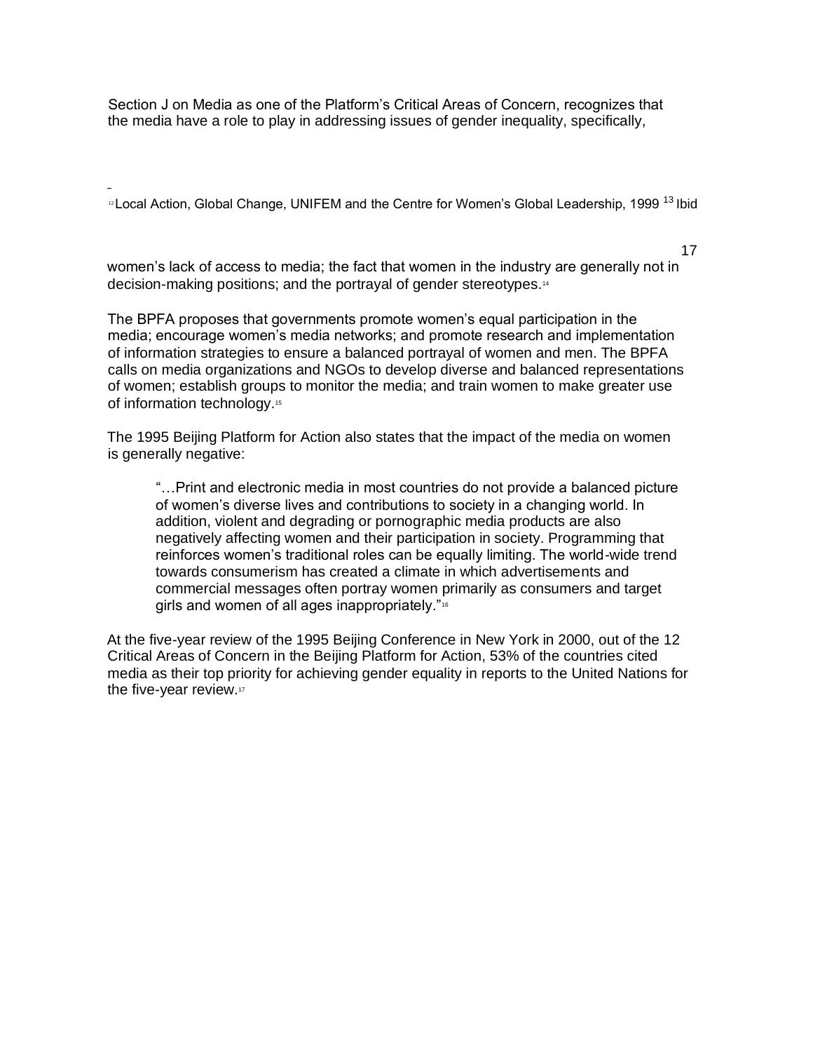Section J on Media as one of the Platform's Critical Areas of Concern, recognizes that the media have a role to play in addressing issues of gender inequality, specifically, women's lack of access to media; the fact that women in the industry are generally not in decision-making positions; and the portrayal of gender stereotypes.[14]

The BPFA proposes that governments promote women's equal participation in the media; encourage women's media networks; and promote research and implementation of information strategies to ensure a balanced portrayal of women and men. The BPFA calls on media organizations and NGOs to develop diverse and balanced representations of women; establish groups to monitor the media; and train women to make greater use of information technology.[15]

The 1995 Beijing Platform for Action also states that the impact of the media on women is generally negative:

> "…Print and electronic media in most countries do not provide a balanced picture of women's diverse lives and contributions to society in a changing world. In addition, violent and degrading or pornographic media products are also negatively affecting women and their participation in society. Programming that reinforces women's traditional roles can be equally limiting. The world-wide trend towards consumerism has created a climate in which advertisements and commercial messages often portray women primarily as consumers and target girls and women of all ages inappropriately."[16]

At the five-year review of the 1995 Beijing Conference in New York in 2000, out of the 12 Critical Areas of Concern in the Beijing Platform for Action, 53% of the countries cited media as their top priority for achieving gender equality in reports to the United Nations for the five-year review.[17]

---

[12] Local Action, Global Change, UNIFEM and the Centre for Women's Global Leadership, 1999 [13] Ibid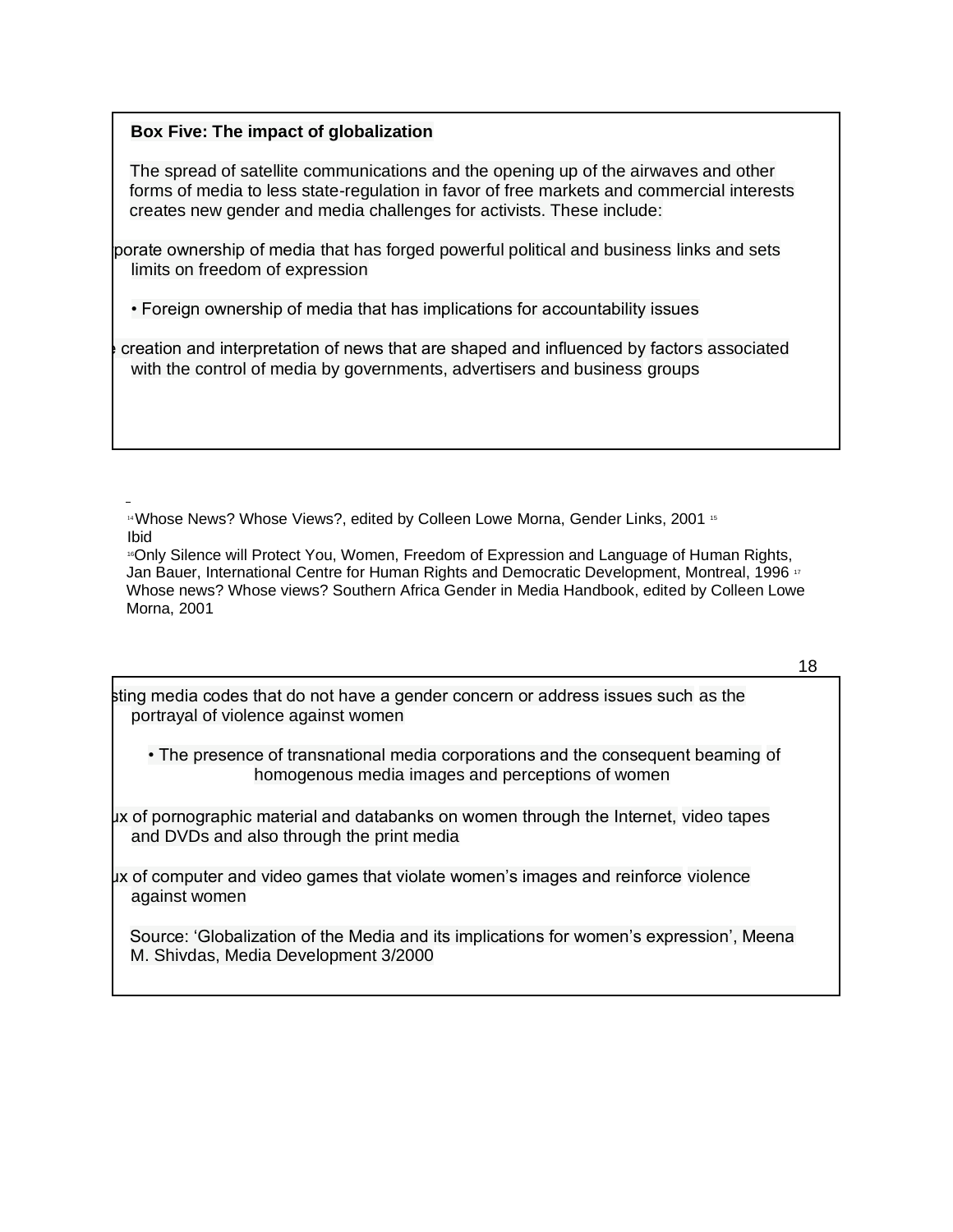**Box Five: The impact of globalization**

The spread of satellite communications and the opening up of the airwaves and other forms of media to less state-regulation in favor of free markets and commercial interests creates new gender and media challenges for activists. These include:

- porate ownership of media that has forged powerful political and business links and sets limits on freedom of expression
- Foreign ownership of media that has implications for accountability issues
- creation and interpretation of news that are shaped and influenced by factors associated with the control of media by governments, advertisers and business groups

[14] Whose News? Whose Views?, edited by Colleen Lowe Morna, Gender Links, 2001 [15] Ibid
[16] Only Silence will Protect You, Women, Freedom of Expression and Language of Human Rights, Jan Bauer, International Centre for Human Rights and Democratic Development, Montreal, 1996 [17] Whose news? Whose views? Southern Africa Gender in Media Handbook, edited by Colleen Lowe Morna, 2001

- sting media codes that do not have a gender concern or address issues such as the portrayal of violence against women
- The presence of transnational media corporations and the consequent beaming of homogenous media images and perceptions of women
- ux of pornographic material and databanks on women through the Internet, video tapes and DVDs and also through the print media
- ux of computer and video games that violate women's images and reinforce violence against women

Source: 'Globalization of the Media and its implications for women's expression', Meena M. Shivdas, Media Development 3/2000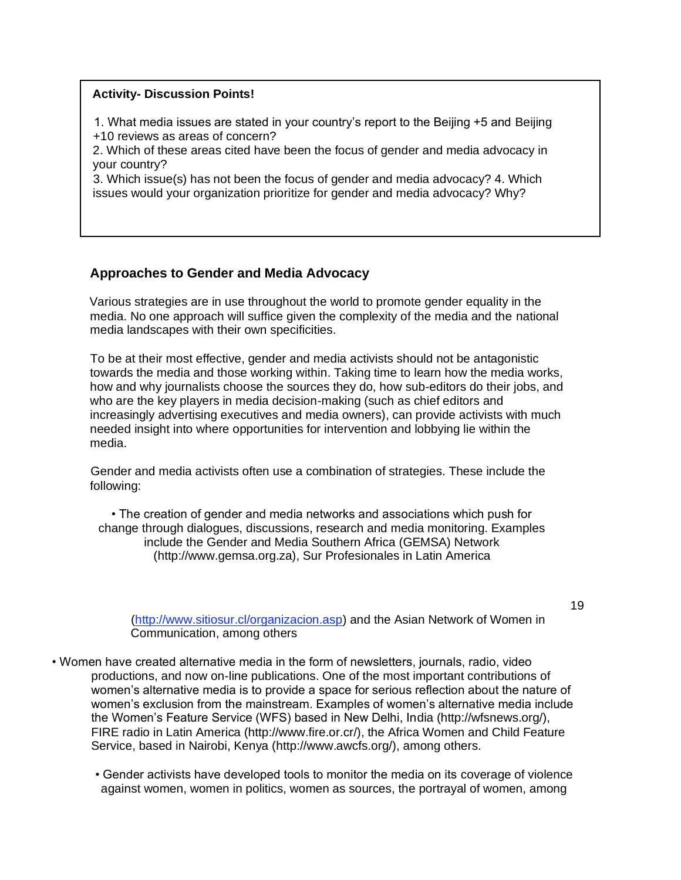**Activity- Discussion Points!**

1. What media issues are stated in your country's report to the Beijing +5 and Beijing +10 reviews as areas of concern?
2. Which of these areas cited have been the focus of gender and media advocacy in your country?
3. Which issue(s) has not been the focus of gender and media advocacy?
4. Which issues would your organization prioritize for gender and media advocacy? Why?

## Approaches to Gender and Media Advocacy

Various strategies are in use throughout the world to promote gender equality in the media. No one approach will suffice given the complexity of the media and the national media landscapes with their own specificities.

To be at their most effective, gender and media activists should not be antagonistic towards the media and those working within. Taking time to learn how the media works, how and why journalists choose the sources they do, how sub-editors do their jobs, and who are the key players in media decision-making (such as chief editors and increasingly advertising executives and media owners), can provide activists with much needed insight into where opportunities for intervention and lobbying lie within the media.

Gender and media activists often use a combination of strategies. These include the following:

- The creation of gender and media networks and associations which push for change through dialogues, discussions, research and media monitoring. Examples include the Gender and Media Southern Africa (GEMSA) Network (http://www.gemsa.org.za), Sur Profesionales in Latin America (http://www.sitiosur.cl/organizacion.asp) and the Asian Network of Women in Communication, among others
- Women have created alternative media in the form of newsletters, journals, radio, video productions, and now on-line publications. One of the most important contributions of women's alternative media is to provide a space for serious reflection about the nature of women's exclusion from the mainstream. Examples of women's alternative media include the Women's Feature Service (WFS) based in New Delhi, India (http://wfsnews.org/), FIRE radio in Latin America (http://www.fire.or.cr/), the Africa Women and Child Feature Service, based in Nairobi, Kenya (http://www.awcfs.org/), among others.
- Gender activists have developed tools to monitor the media on its coverage of violence against women, women in politics, women as sources, the portrayal of women, among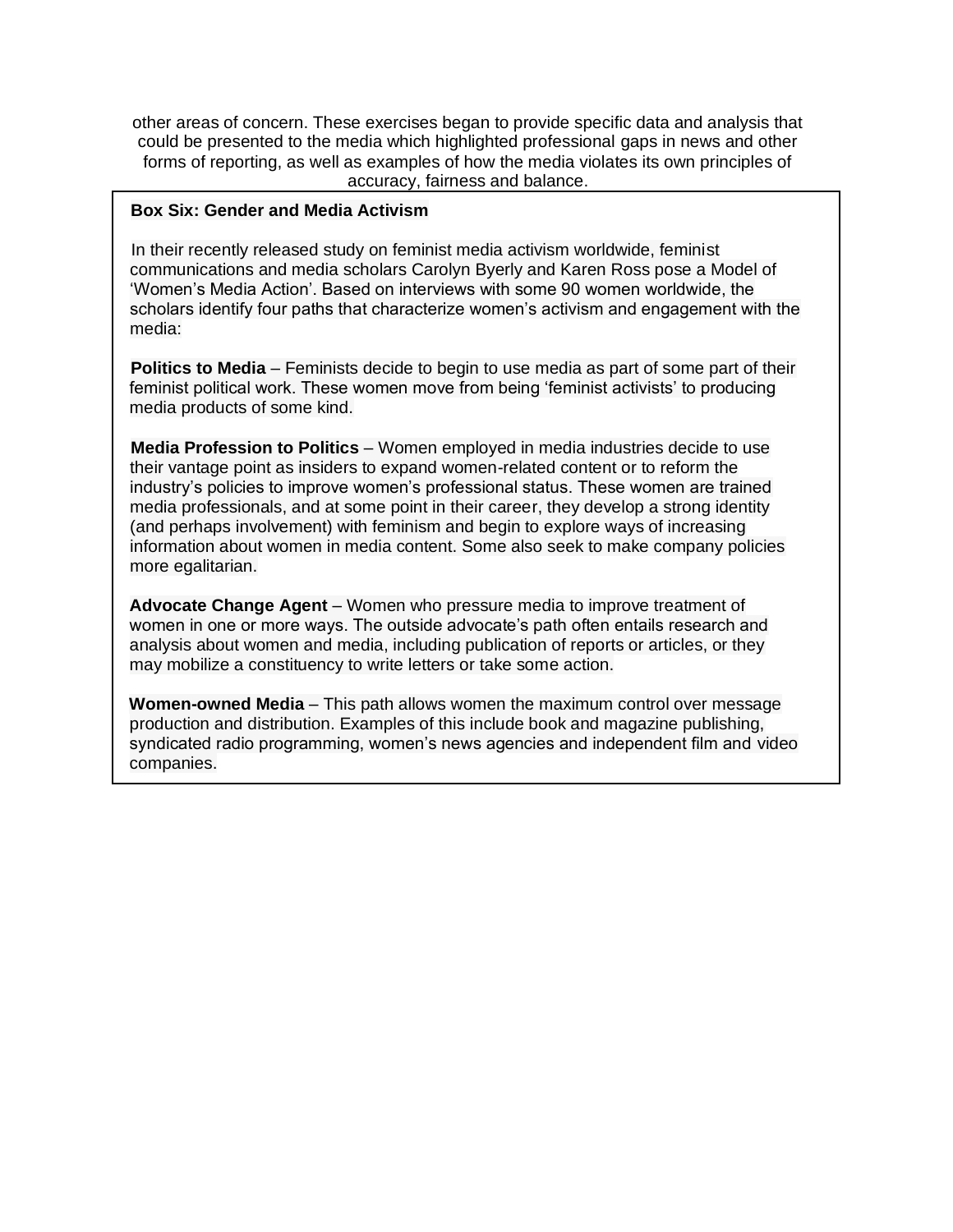other areas of concern. These exercises began to provide specific data and analysis that could be presented to the media which highlighted professional gaps in news and other forms of reporting, as well as examples of how the media violates its own principles of accuracy, fairness and balance.

### Box Six: Gender and Media Activism

In their recently released study on feminist media activism worldwide, feminist communications and media scholars Carolyn Byerly and Karen Ross pose a Model of 'Women's Media Action'. Based on interviews with some 90 women worldwide, the scholars identify four paths that characterize women's activism and engagement with the media:

**Politics to Media** – Feminists decide to begin to use media as part of some part of their feminist political work. These women move from being 'feminist activists' to producing media products of some kind.

**Media Profession to Politics** – Women employed in media industries decide to use their vantage point as insiders to expand women-related content or to reform the industry's policies to improve women's professional status. These women are trained media professionals, and at some point in their career, they develop a strong identity (and perhaps involvement) with feminism and begin to explore ways of increasing information about women in media content. Some also seek to make company policies more egalitarian.

**Advocate Change Agent** – Women who pressure media to improve treatment of women in one or more ways. The outside advocate's path often entails research and analysis about women and media, including publication of reports or articles, or they may mobilize a constituency to write letters or take some action.

**Women-owned Media** – This path allows women the maximum control over message production and distribution. Examples of this include book and magazine publishing, syndicated radio programming, women's news agencies and independent film and video companies.